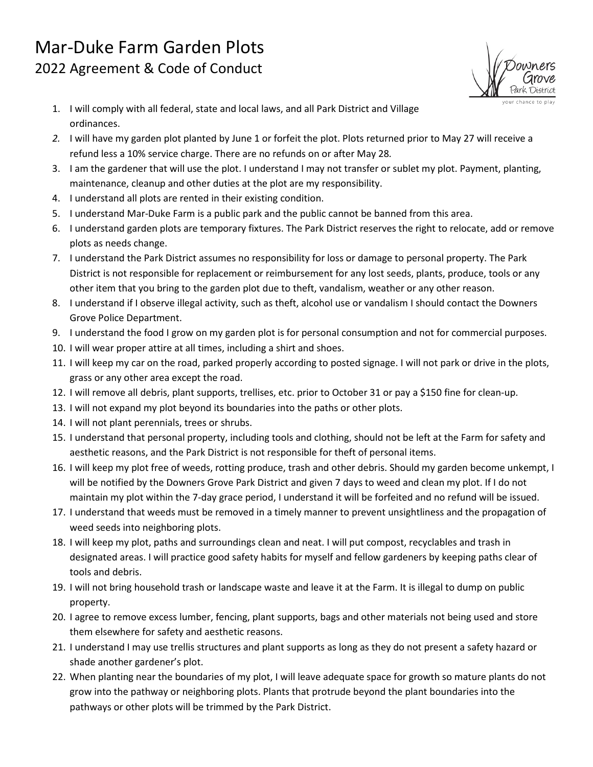# Mar-Duke Farm Garden Plots

## 2022 Agreement & Code of Conduct

1. I will comply with all federal, state and local laws, and all Park District and Village ordinances.
2. I will have my garden plot planted by June 1 or forfeit the plot. Plots returned prior to May 27 will receive a refund less a 10% service charge. There are no refunds on or after May 28.
3. I am the gardener that will use the plot. I understand I may not transfer or sublet my plot. Payment, planting, maintenance, cleanup and other duties at the plot are my responsibility.
4. I understand all plots are rented in their existing condition.
5. I understand Mar-Duke Farm is a public park and the public cannot be banned from this area.
6. I understand garden plots are temporary fixtures. The Park District reserves the right to relocate, add or remove plots as needs change.
7. I understand the Park District assumes no responsibility for loss or damage to personal property. The Park District is not responsible for replacement or reimbursement for any lost seeds, plants, produce, tools or any other item that you bring to the garden plot due to theft, vandalism, weather or any other reason.
8. I understand if I observe illegal activity, such as theft, alcohol use or vandalism I should contact the Downers Grove Police Department.
9. I understand the food I grow on my garden plot is for personal consumption and not for commercial purposes.
10. I will wear proper attire at all times, including a shirt and shoes.
11. I will keep my car on the road, parked properly according to posted signage. I will not park or drive in the plots, grass or any other area except the road.
12. I will remove all debris, plant supports, trellises, etc. prior to October 31 or pay a $150 fine for clean-up.
13. I will not expand my plot beyond its boundaries into the paths or other plots.
14. I will not plant perennials, trees or shrubs.
15. I understand that personal property, including tools and clothing, should not be left at the Farm for safety and aesthetic reasons, and the Park District is not responsible for theft of personal items.
16. I will keep my plot free of weeds, rotting produce, trash and other debris. Should my garden become unkempt, I will be notified by the Downers Grove Park District and given 7 days to weed and clean my plot. If I do not maintain my plot within the 7-day grace period, I understand it will be forfeited and no refund will be issued.
17. I understand that weeds must be removed in a timely manner to prevent unsightliness and the propagation of weed seeds into neighboring plots.
18. I will keep my plot, paths and surroundings clean and neat. I will put compost, recyclables and trash in designated areas. I will practice good safety habits for myself and fellow gardeners by keeping paths clear of tools and debris.
19. I will not bring household trash or landscape waste and leave it at the Farm. It is illegal to dump on public property.
20. I agree to remove excess lumber, fencing, plant supports, bags and other materials not being used and store them elsewhere for safety and aesthetic reasons.
21. I understand I may use trellis structures and plant supports as long as they do not present a safety hazard or shade another gardener's plot.
22. When planting near the boundaries of my plot, I will leave adequate space for growth so mature plants do not grow into the pathway or neighboring plots. Plants that protrude beyond the plant boundaries into the pathways or other plots will be trimmed by the Park District.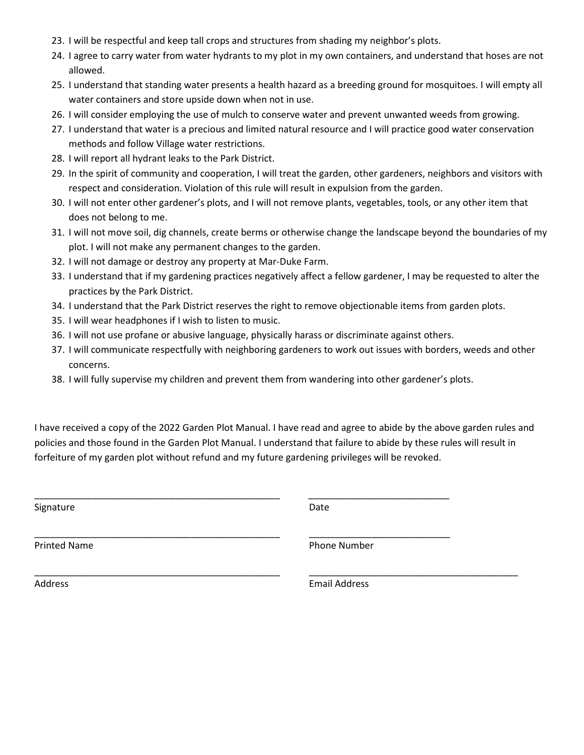23. I will be respectful and keep tall crops and structures from shading my neighbor's plots.
24. I agree to carry water from water hydrants to my plot in my own containers, and understand that hoses are not allowed.
25. I understand that standing water presents a health hazard as a breeding ground for mosquitoes. I will empty all water containers and store upside down when not in use.
26. I will consider employing the use of mulch to conserve water and prevent unwanted weeds from growing.
27. I understand that water is a precious and limited natural resource and I will practice good water conservation methods and follow Village water restrictions.
28. I will report all hydrant leaks to the Park District.
29. In the spirit of community and cooperation, I will treat the garden, other gardeners, neighbors and visitors with respect and consideration. Violation of this rule will result in expulsion from the garden.
30. I will not enter other gardener's plots, and I will not remove plants, vegetables, tools, or any other item that does not belong to me.
31. I will not move soil, dig channels, create berms or otherwise change the landscape beyond the boundaries of my plot. I will not make any permanent changes to the garden.
32. I will not damage or destroy any property at Mar-Duke Farm.
33. I understand that if my gardening practices negatively affect a fellow gardener, I may be requested to alter the practices by the Park District.
34. I understand that the Park District reserves the right to remove objectionable items from garden plots.
35. I will wear headphones if I wish to listen to music.
36. I will not use profane or abusive language, physically harass or discriminate against others.
37. I will communicate respectfully with neighboring gardeners to work out issues with borders, weeds and other concerns.
38. I will fully supervise my children and prevent them from wandering into other gardener's plots.

I have received a copy of the 2022 Garden Plot Manual. I have read and agree to abide by the above garden rules and policies and those found in the Garden Plot Manual. I understand that failure to abide by these rules will result in forfeiture of my garden plot without refund and my future gardening privileges will be revoked.

_______________________________________________ ___________________________

Signature Date

_______________________________________________ ___________________________

Printed Name Phone Number

_______________________________________________ ________________________________________

Address Email Address